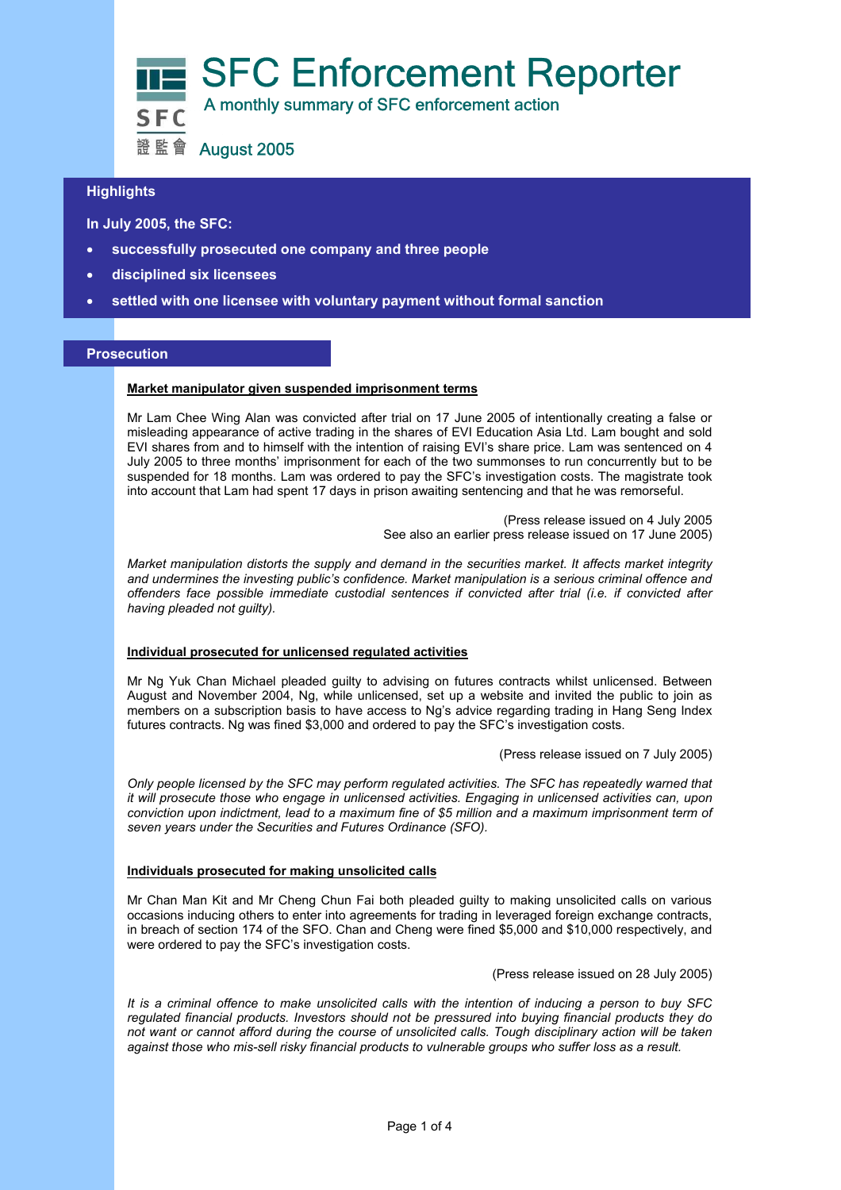# SFC Enforcement Reporter

A monthly summary of SFC enforcement action

SFC 證監會

August 2005

## Highlights

**In July 2005, the SFC:**

- **successfully prosecuted one company and three people**
- **disciplined six licensees**
- **settled with one licensee with voluntary payment without formal sanction**

## Prosecution

### Market manipulator given suspended imprisonment terms

Mr Lam Chee Wing Alan was convicted after trial on 17 June 2005 of intentionally creating a false or misleading appearance of active trading in the shares of EVI Education Asia Ltd. Lam bought and sold EVI shares from and to himself with the intention of raising EVI's share price. Lam was sentenced on 4 July 2005 to three months' imprisonment for each of the two summonses to run concurrently but to be suspended for 18 months. Lam was ordered to pay the SFC's investigation costs. The magistrate took into account that Lam had spent 17 days in prison awaiting sentencing and that he was remorseful.

(Press release issued on 4 July 2005
See also an earlier press release issued on 17 June 2005)

*Market manipulation distorts the supply and demand in the securities market. It affects market integrity and undermines the investing public's confidence. Market manipulation is a serious criminal offence and offenders face possible immediate custodial sentences if convicted after trial (i.e. if convicted after having pleaded not guilty).*

### Individual prosecuted for unlicensed regulated activities

Mr Ng Yuk Chan Michael pleaded guilty to advising on futures contracts whilst unlicensed. Between August and November 2004, Ng, while unlicensed, set up a website and invited the public to join as members on a subscription basis to have access to Ng's advice regarding trading in Hang Seng Index futures contracts. Ng was fined $3,000 and ordered to pay the SFC's investigation costs.

(Press release issued on 7 July 2005)

*Only people licensed by the SFC may perform regulated activities. The SFC has repeatedly warned that it will prosecute those who engage in unlicensed activities. Engaging in unlicensed activities can, upon conviction upon indictment, lead to a maximum fine of $5 million and a maximum imprisonment term of seven years under the Securities and Futures Ordinance (SFO).*

### Individuals prosecuted for making unsolicited calls

Mr Chan Man Kit and Mr Cheng Chun Fai both pleaded guilty to making unsolicited calls on various occasions inducing others to enter into agreements for trading in leveraged foreign exchange contracts, in breach of section 174 of the SFO. Chan and Cheng were fined $5,000 and $10,000 respectively, and were ordered to pay the SFC's investigation costs.

(Press release issued on 28 July 2005)

*It is a criminal offence to make unsolicited calls with the intention of inducing a person to buy SFC regulated financial products. Investors should not be pressured into buying financial products they do not want or cannot afford during the course of unsolicited calls. Tough disciplinary action will be taken against those who mis-sell risky financial products to vulnerable groups who suffer loss as a result.*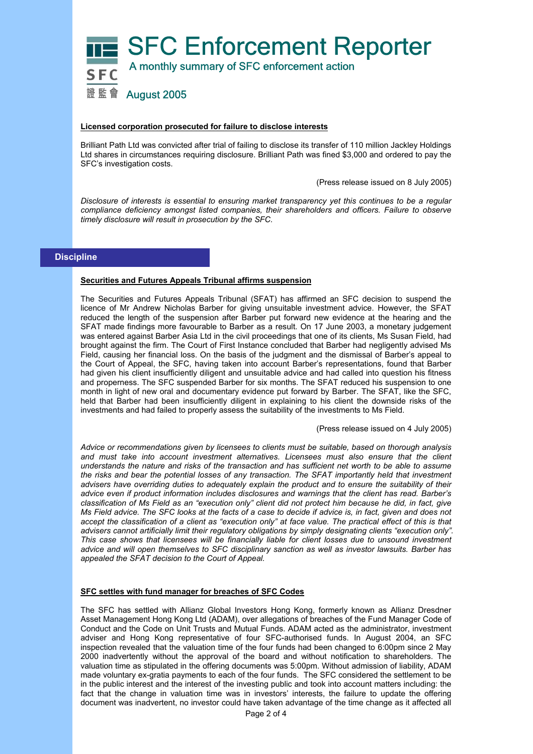# SFC Enforcement Reporter

A monthly summary of SFC enforcement action

August 2005

**Licensed corporation prosecuted for failure to disclose interests**

Brilliant Path Ltd was convicted after trial of failing to disclose its transfer of 110 million Jackley Holdings Ltd shares in circumstances requiring disclosure. Brilliant Path was fined $3,000 and ordered to pay the SFC's investigation costs.

(Press release issued on 8 July 2005)

*Disclosure of interests is essential to ensuring market transparency yet this continues to be a regular compliance deficiency amongst listed companies, their shareholders and officers. Failure to observe timely disclosure will result in prosecution by the SFC.*

## Discipline

**Securities and Futures Appeals Tribunal affirms suspension**

The Securities and Futures Appeals Tribunal (SFAT) has affirmed an SFC decision to suspend the licence of Mr Andrew Nicholas Barber for giving unsuitable investment advice. However, the SFAT reduced the length of the suspension after Barber put forward new evidence at the hearing and the SFAT made findings more favourable to Barber as a result. On 17 June 2003, a monetary judgement was entered against Barber Asia Ltd in the civil proceedings that one of its clients, Ms Susan Field, had brought against the firm. The Court of First Instance concluded that Barber had negligently advised Ms Field, causing her financial loss. On the basis of the judgment and the dismissal of Barber's appeal to the Court of Appeal, the SFC, having taken into account Barber's representations, found that Barber had given his client insufficiently diligent and unsuitable advice and had called into question his fitness and properness. The SFC suspended Barber for six months. The SFAT reduced his suspension to one month in light of new oral and documentary evidence put forward by Barber. The SFAT, like the SFC, held that Barber had been insufficiently diligent in explaining to his client the downside risks of the investments and had failed to properly assess the suitability of the investments to Ms Field.

(Press release issued on 4 July 2005)

*Advice or recommendations given by licensees to clients must be suitable, based on thorough analysis and must take into account investment alternatives. Licensees must also ensure that the client understands the nature and risks of the transaction and has sufficient net worth to be able to assume the risks and bear the potential losses of any transaction. The SFAT importantly held that investment advisers have overriding duties to adequately explain the product and to ensure the suitability of their advice even if product information includes disclosures and warnings that the client has read. Barber's classification of Ms Field as an "execution only" client did not protect him because he did, in fact, give Ms Field advice. The SFC looks at the facts of a case to decide if advice is, in fact, given and does not accept the classification of a client as "execution only" at face value. The practical effect of this is that advisers cannot artificially limit their regulatory obligations by simply designating clients "execution only". This case shows that licensees will be financially liable for client losses due to unsound investment advice and will open themselves to SFC disciplinary sanction as well as investor lawsuits. Barber has appealed the SFAT decision to the Court of Appeal.*

**SFC settles with fund manager for breaches of SFC Codes**

The SFC has settled with Allianz Global Investors Hong Kong, formerly known as Allianz Dresdner Asset Management Hong Kong Ltd (ADAM), over allegations of breaches of the Fund Manager Code of Conduct and the Code on Unit Trusts and Mutual Funds. ADAM acted as the administrator, investment adviser and Hong Kong representative of four SFC-authorised funds. In August 2004, an SFC inspection revealed that the valuation time of the four funds had been changed to 6:00pm since 2 May 2000 inadvertently without the approval of the board and without notification to shareholders. The valuation time as stipulated in the offering documents was 5:00pm. Without admission of liability, ADAM made voluntary ex-gratia payments to each of the four funds. The SFC considered the settlement to be in the public interest and the interest of the investing public and took into account matters including: the fact that the change in valuation time was in investors' interests, the failure to update the offering document was inadvertent, no investor could have taken advantage of the time change as it affected all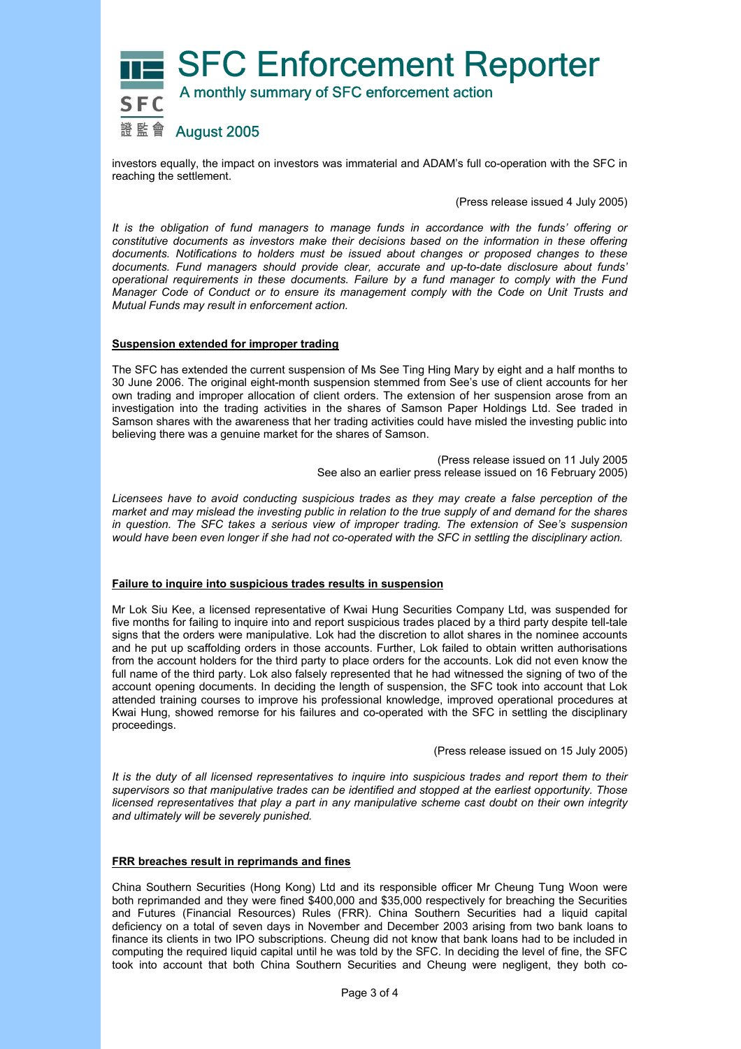investors equally, the impact on investors was immaterial and ADAM's full co-operation with the SFC in reaching the settlement.

(Press release issued 4 July 2005)

*It is the obligation of fund managers to manage funds in accordance with the funds' offering or constitutive documents as investors make their decisions based on the information in these offering documents. Notifications to holders must be issued about changes or proposed changes to these documents. Fund managers should provide clear, accurate and up-to-date disclosure about funds' operational requirements in these documents. Failure by a fund manager to comply with the Fund Manager Code of Conduct or to ensure its management comply with the Code on Unit Trusts and Mutual Funds may result in enforcement action.*

**Suspension extended for improper trading**

The SFC has extended the current suspension of Ms See Ting Hing Mary by eight and a half months to 30 June 2006. The original eight-month suspension stemmed from See's use of client accounts for her own trading and improper allocation of client orders. The extension of her suspension arose from an investigation into the trading activities in the shares of Samson Paper Holdings Ltd. See traded in Samson shares with the awareness that her trading activities could have misled the investing public into believing there was a genuine market for the shares of Samson.

(Press release issued on 11 July 2005
See also an earlier press release issued on 16 February 2005)

*Licensees have to avoid conducting suspicious trades as they may create a false perception of the market and may mislead the investing public in relation to the true supply of and demand for the shares in question. The SFC takes a serious view of improper trading. The extension of See's suspension would have been even longer if she had not co-operated with the SFC in settling the disciplinary action.*

**Failure to inquire into suspicious trades results in suspension**

Mr Lok Siu Kee, a licensed representative of Kwai Hung Securities Company Ltd, was suspended for five months for failing to inquire into and report suspicious trades placed by a third party despite tell-tale signs that the orders were manipulative. Lok had the discretion to allot shares in the nominee accounts and he put up scaffolding orders in those accounts. Further, Lok failed to obtain written authorisations from the account holders for the third party to place orders for the accounts. Lok did not even know the full name of the third party. Lok also falsely represented that he had witnessed the signing of two of the account opening documents. In deciding the length of suspension, the SFC took into account that Lok attended training courses to improve his professional knowledge, improved operational procedures at Kwai Hung, showed remorse for his failures and co-operated with the SFC in settling the disciplinary proceedings.

(Press release issued on 15 July 2005)

*It is the duty of all licensed representatives to inquire into suspicious trades and report them to their supervisors so that manipulative trades can be identified and stopped at the earliest opportunity. Those licensed representatives that play a part in any manipulative scheme cast doubt on their own integrity and ultimately will be severely punished.*

**FRR breaches result in reprimands and fines**

China Southern Securities (Hong Kong) Ltd and its responsible officer Mr Cheung Tung Woon were both reprimanded and they were fined $400,000 and $35,000 respectively for breaching the Securities and Futures (Financial Resources) Rules (FRR). China Southern Securities had a liquid capital deficiency on a total of seven days in November and December 2003 arising from two bank loans to finance its clients in two IPO subscriptions. Cheung did not know that bank loans had to be included in computing the required liquid capital until he was told by the SFC. In deciding the level of fine, the SFC took into account that both China Southern Securities and Cheung were negligent, they both co-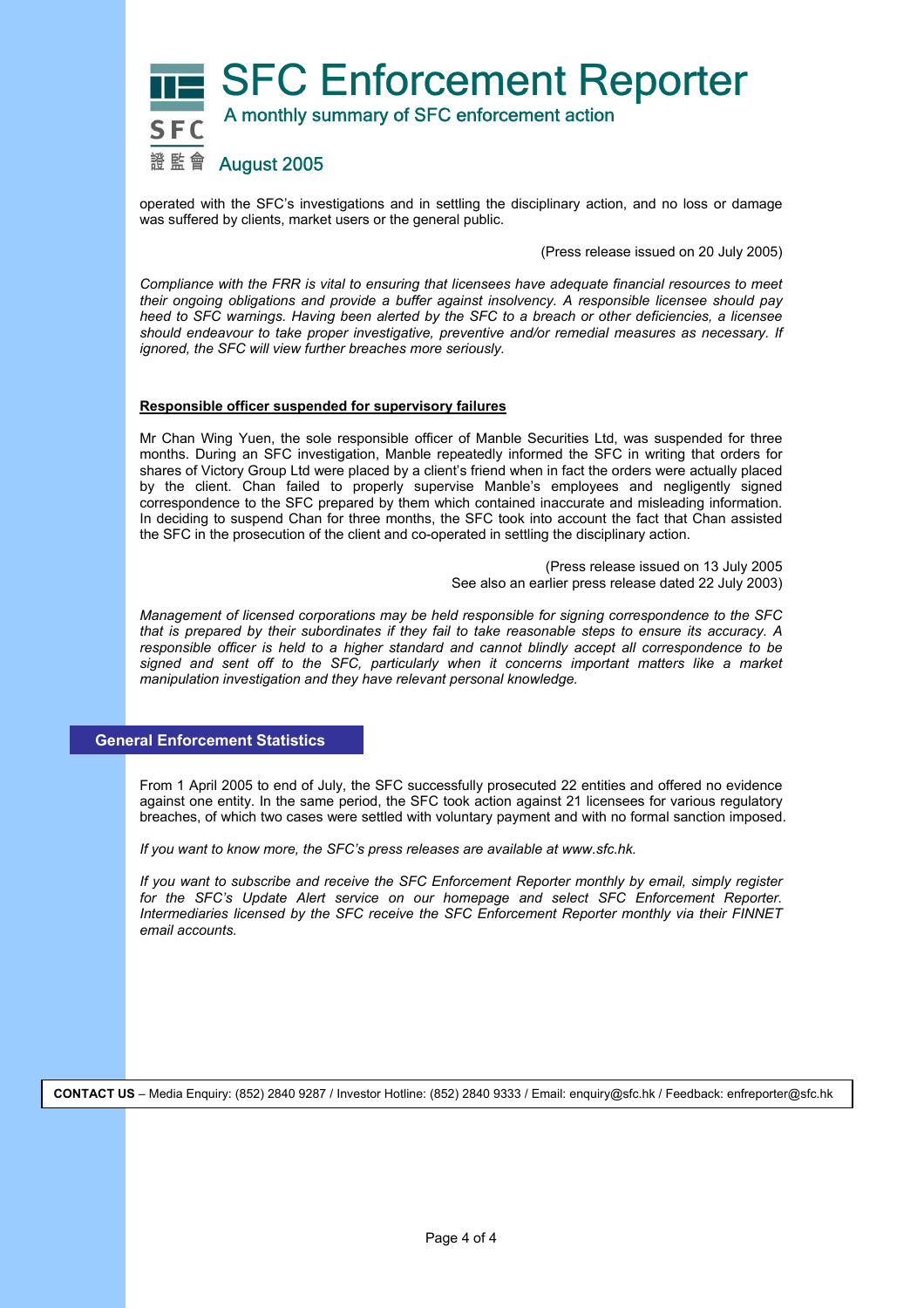operated with the SFC's investigations and in settling the disciplinary action, and no loss or damage was suffered by clients, market users or the general public.

(Press release issued on 20 July 2005)

*Compliance with the FRR is vital to ensuring that licensees have adequate financial resources to meet their ongoing obligations and provide a buffer against insolvency. A responsible licensee should pay heed to SFC warnings. Having been alerted by the SFC to a breach or other deficiencies, a licensee should endeavour to take proper investigative, preventive and/or remedial measures as necessary. If ignored, the SFC will view further breaches more seriously.*

**Responsible officer suspended for supervisory failures**

Mr Chan Wing Yuen, the sole responsible officer of Manble Securities Ltd, was suspended for three months. During an SFC investigation, Manble repeatedly informed the SFC in writing that orders for shares of Victory Group Ltd were placed by a client's friend when in fact the orders were actually placed by the client. Chan failed to properly supervise Manble's employees and negligently signed correspondence to the SFC prepared by them which contained inaccurate and misleading information. In deciding to suspend Chan for three months, the SFC took into account the fact that Chan assisted the SFC in the prosecution of the client and co-operated in settling the disciplinary action.

(Press release issued on 13 July 2005
See also an earlier press release dated 22 July 2003)

*Management of licensed corporations may be held responsible for signing correspondence to the SFC that is prepared by their subordinates if they fail to take reasonable steps to ensure its accuracy. A responsible officer is held to a higher standard and cannot blindly accept all correspondence to be signed and sent off to the SFC, particularly when it concerns important matters like a market manipulation investigation and they have relevant personal knowledge.*

## General Enforcement Statistics

From 1 April 2005 to end of July, the SFC successfully prosecuted 22 entities and offered no evidence against one entity. In the same period, the SFC took action against 21 licensees for various regulatory breaches, of which two cases were settled with voluntary payment and with no formal sanction imposed.

*If you want to know more, the SFC's press releases are available at www.sfc.hk.*

*If you want to subscribe and receive the SFC Enforcement Reporter monthly by email, simply register for the SFC's Update Alert service on our homepage and select SFC Enforcement Reporter. Intermediaries licensed by the SFC receive the SFC Enforcement Reporter monthly via their FINNET email accounts.*

**CONTACT US** – Media Enquiry: (852) 2840 9287 / Investor Hotline: (852) 2840 9333 / Email: enquiry@sfc.hk / Feedback: enfreporter@sfc.hk